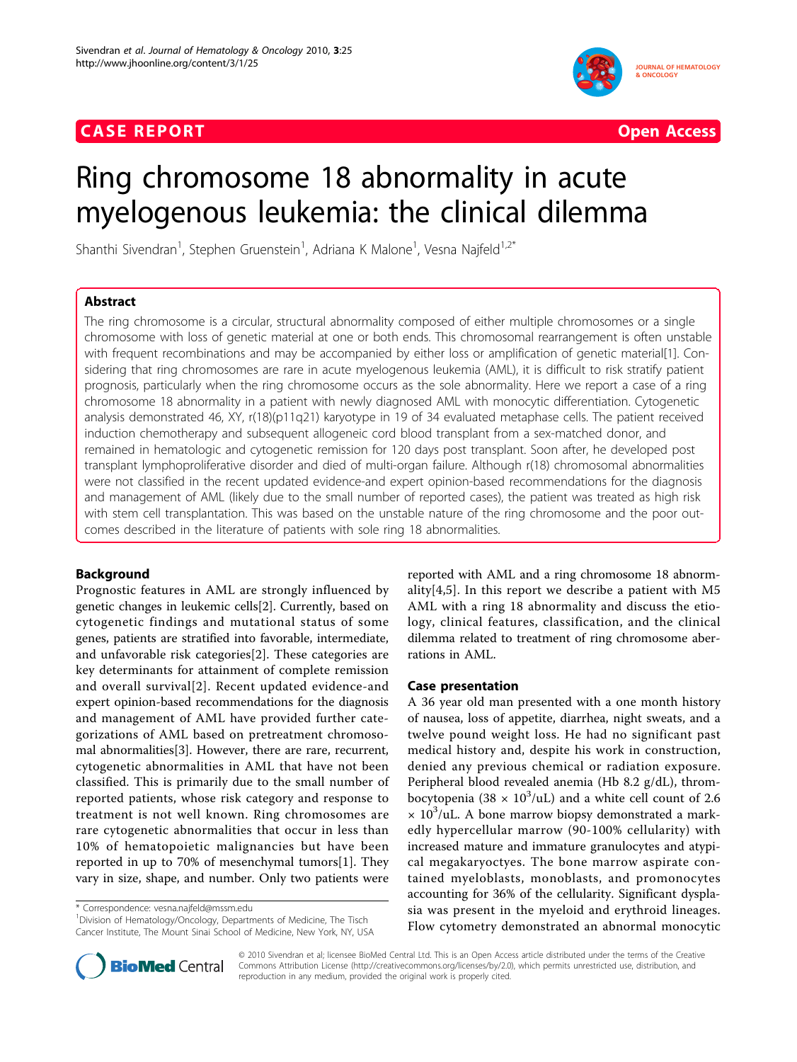**CASE REPORT** **Open Access**

# Ring chromosome 18 abnormality in acute myelogenous leukemia: the clinical dilemma

Shanthi Sivendran[1], Stephen Gruenstein[1], Adriana K Malone[1], Vesna Najfeld[1,2*]

## Abstract

The ring chromosome is a circular, structural abnormality composed of either multiple chromosomes or a single chromosome with loss of genetic material at one or both ends. This chromosomal rearrangement is often unstable with frequent recombinations and may be accompanied by either loss or amplification of genetic material[1]. Considering that ring chromosomes are rare in acute myelogenous leukemia (AML), it is difficult to risk stratify patient prognosis, particularly when the ring chromosome occurs as the sole abnormality. Here we report a case of a ring chromosome 18 abnormality in a patient with newly diagnosed AML with monocytic differentiation. Cytogenetic analysis demonstrated 46, XY, r(18)(p11q21) karyotype in 19 of 34 evaluated metaphase cells. The patient received induction chemotherapy and subsequent allogeneic cord blood transplant from a sex-matched donor, and remained in hematologic and cytogenetic remission for 120 days post transplant. Soon after, he developed post transplant lymphoproliferative disorder and died of multi-organ failure. Although r(18) chromosomal abnormalities were not classified in the recent updated evidence-and expert opinion-based recommendations for the diagnosis and management of AML (likely due to the small number of reported cases), the patient was treated as high risk with stem cell transplantation. This was based on the unstable nature of the ring chromosome and the poor outcomes described in the literature of patients with sole ring 18 abnormalities.

## Background

Prognostic features in AML are strongly influenced by genetic changes in leukemic cells[2]. Currently, based on cytogenetic findings and mutational status of some genes, patients are stratified into favorable, intermediate, and unfavorable risk categories[2]. These categories are key determinants for attainment of complete remission and overall survival[2]. Recent updated evidence-and expert opinion-based recommendations for the diagnosis and management of AML have provided further categorizations of AML based on pretreatment chromosomal abnormalities[3]. However, there are rare, recurrent, cytogenetic abnormalities in AML that have not been classified. This is primarily due to the small number of reported patients, whose risk category and response to treatment is not well known. Ring chromosomes are rare cytogenetic abnormalities that occur in less than 10% of hematopoietic malignancies but have been reported in up to 70% of mesenchymal tumors[1]. They vary in size, shape, and number. Only two patients were reported with AML and a ring chromosome 18 abnormality[4,5]. In this report we describe a patient with M5 AML with a ring 18 abnormality and discuss the etiology, clinical features, classification, and the clinical dilemma related to treatment of ring chromosome aberrations in AML.

## Case presentation

A 36 year old man presented with a one month history of nausea, loss of appetite, diarrhea, night sweats, and a twelve pound weight loss. He had no significant past medical history and, despite his work in construction, denied any previous chemical or radiation exposure. Peripheral blood revealed anemia (Hb 8.2 g/dL), thrombocytopenia ($38 \times 10^3$/uL) and a white cell count of $2.6 \times 10^3$/uL. A bone marrow biopsy demonstrated a markedly hypercellular marrow (90-100% cellularity) with increased mature and immature granulocytes and atypical megakaryoctyes. The bone marrow aspirate contained myeloblasts, monoblasts, and promonocytes accounting for 36% of the cellularity. Significant dysplasia was present in the myeloid and erythroid lineages. Flow cytometry demonstrated an abnormal monocytic

\* Correspondence: vesna.najfeld@mssm.edu
[1]Division of Hematology/Oncology, Departments of Medicine, The Tisch Cancer Institute, The Mount Sinai School of Medicine, New York, NY, USA

© 2010 Sivendran et al; licensee BioMed Central Ltd. This is an Open Access article distributed under the terms of the Creative Commons Attribution License (http://creativecommons.org/licenses/by/2.0), which permits unrestricted use, distribution, and reproduction in any medium, provided the original work is properly cited.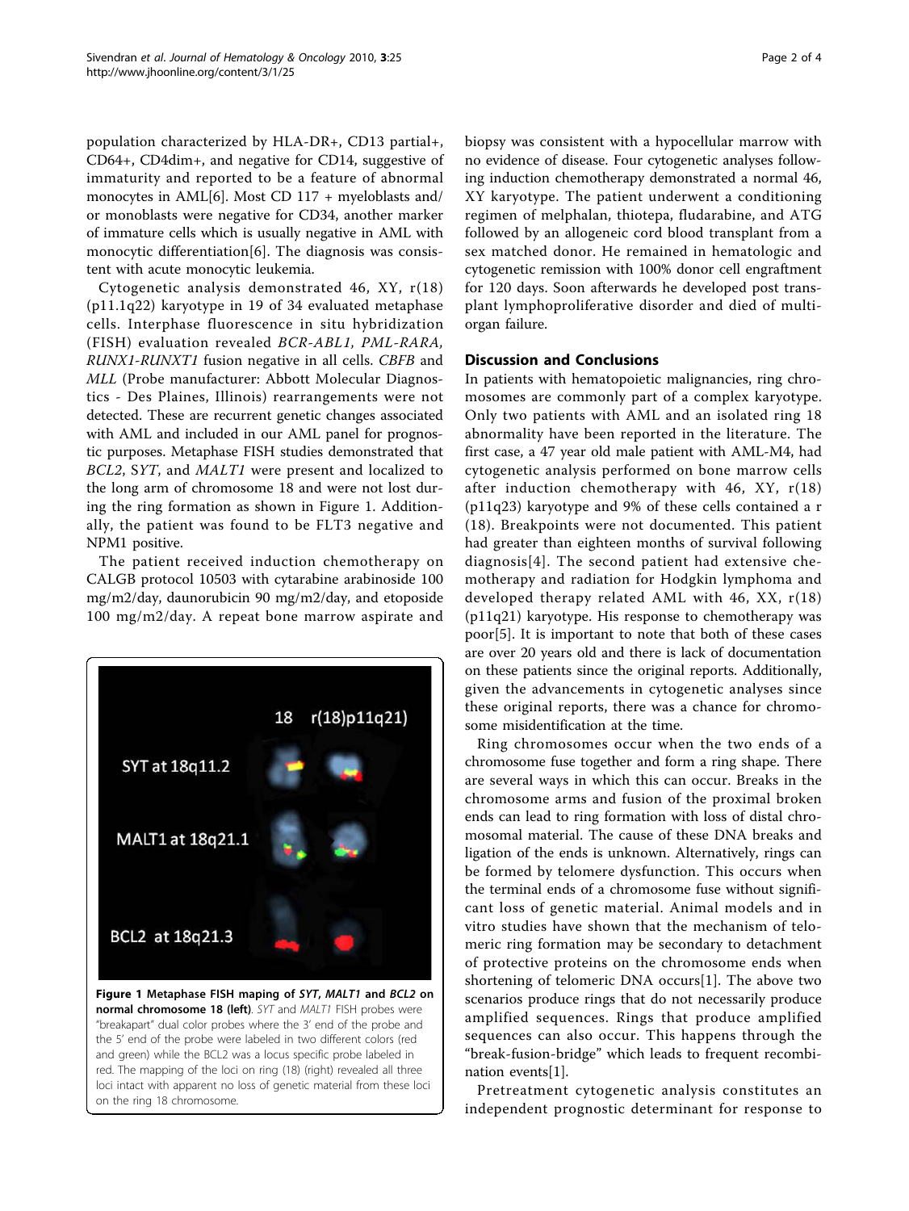population characterized by HLA-DR+, CD13 partial+, CD64+, CD4dim+, and negative for CD14, suggestive of immaturity and reported to be a feature of abnormal monocytes in AML[6]. Most CD 117 + myeloblasts and/or monoblasts were negative for CD34, another marker of immature cells which is usually negative in AML with monocytic differentiation[6]. The diagnosis was consistent with acute monocytic leukemia.

Cytogenetic analysis demonstrated 46, XY, r(18)(p11.1q22) karyotype in 19 of 34 evaluated metaphase cells. Interphase fluorescence in situ hybridization (FISH) evaluation revealed *BCR-ABL1*, *PML-RARA*, *RUNX1-RUNXT1* fusion negative in all cells. *CBFB* and *MLL* (Probe manufacturer: Abbott Molecular Diagnostics - Des Plaines, Illinois) rearrangements were not detected. These are recurrent genetic changes associated with AML and included in our AML panel for prognostic purposes. Metaphase FISH studies demonstrated that *BCL2*, *SYT*, and *MALT1* were present and localized to the long arm of chromosome 18 and were not lost during the ring formation as shown in Figure 1. Additionally, the patient was found to be FLT3 negative and NPM1 positive.

The patient received induction chemotherapy on CALGB protocol 10503 with cytarabine arabinoside 100 mg/m2/day, daunorubicin 90 mg/m2/day, and etoposide 100 mg/m2/day. A repeat bone marrow aspirate and biopsy was consistent with a hypocellular marrow with no evidence of disease. Four cytogenetic analyses following induction chemotherapy demonstrated a normal 46, XY karyotype. The patient underwent a conditioning regimen of melphalan, thiotepa, fludarabine, and ATG followed by an allogeneic cord blood transplant from a sex matched donor. He remained in hematologic and cytogenetic remission with 100% donor cell engraftment for 120 days. Soon afterwards he developed post transplant lymphoproliferative disorder and died of multi-organ failure.

**Figure 1 Metaphase FISH maping of *SYT*, *MALT1* and *BCL2* on normal chromosome 18 (left)**. *SYT* and *MALT1* FISH probes were "breakapart" dual color probes where the 3' end of the probe and the 5' end of the probe were labeled in two different colors (red and green) while the BCL2 was a locus specific probe labeled in red. The mapping of the loci on ring (18) (right) revealed all three loci intact with apparent no loss of genetic material from these loci on the ring 18 chromosome.

## Discussion and Conclusions

In patients with hematopoietic malignancies, ring chromosomes are commonly part of a complex karyotype. Only two patients with AML and an isolated ring 18 abnormality have been reported in the literature. The first case, a 47 year old male patient with AML-M4, had cytogenetic analysis performed on bone marrow cells after induction chemotherapy with 46, XY, r(18)(p11q23) karyotype and 9% of these cells contained a r(18). Breakpoints were not documented. This patient had greater than eighteen months of survival following diagnosis[4]. The second patient had extensive chemotherapy and radiation for Hodgkin lymphoma and developed therapy related AML with 46, XX, r(18)(p11q21) karyotype. His response to chemotherapy was poor[5]. It is important to note that both of these cases are over 20 years old and there is lack of documentation on these patients since the original reports. Additionally, given the advancements in cytogenetic analyses since these original reports, there was a chance for chromosome misidentification at the time.

Ring chromosomes occur when the two ends of a chromosome fuse together and form a ring shape. There are several ways in which this can occur. Breaks in the chromosome arms and fusion of the proximal broken ends can lead to ring formation with loss of distal chromosomal material. The cause of these DNA breaks and ligation of the ends is unknown. Alternatively, rings can be formed by telomere dysfunction. This occurs when the terminal ends of a chromosome fuse without significant loss of genetic material. Animal models and in vitro studies have shown that the mechanism of telomeric ring formation may be secondary to detachment of protective proteins on the chromosome ends when shortening of telomeric DNA occurs[1]. The above two scenarios produce rings that do not necessarily produce amplified sequences. Rings that produce amplified sequences can also occur. This happens through the "break-fusion-bridge" which leads to frequent recombination events[1].

Pretreatment cytogenetic analysis constitutes an independent prognostic determinant for response to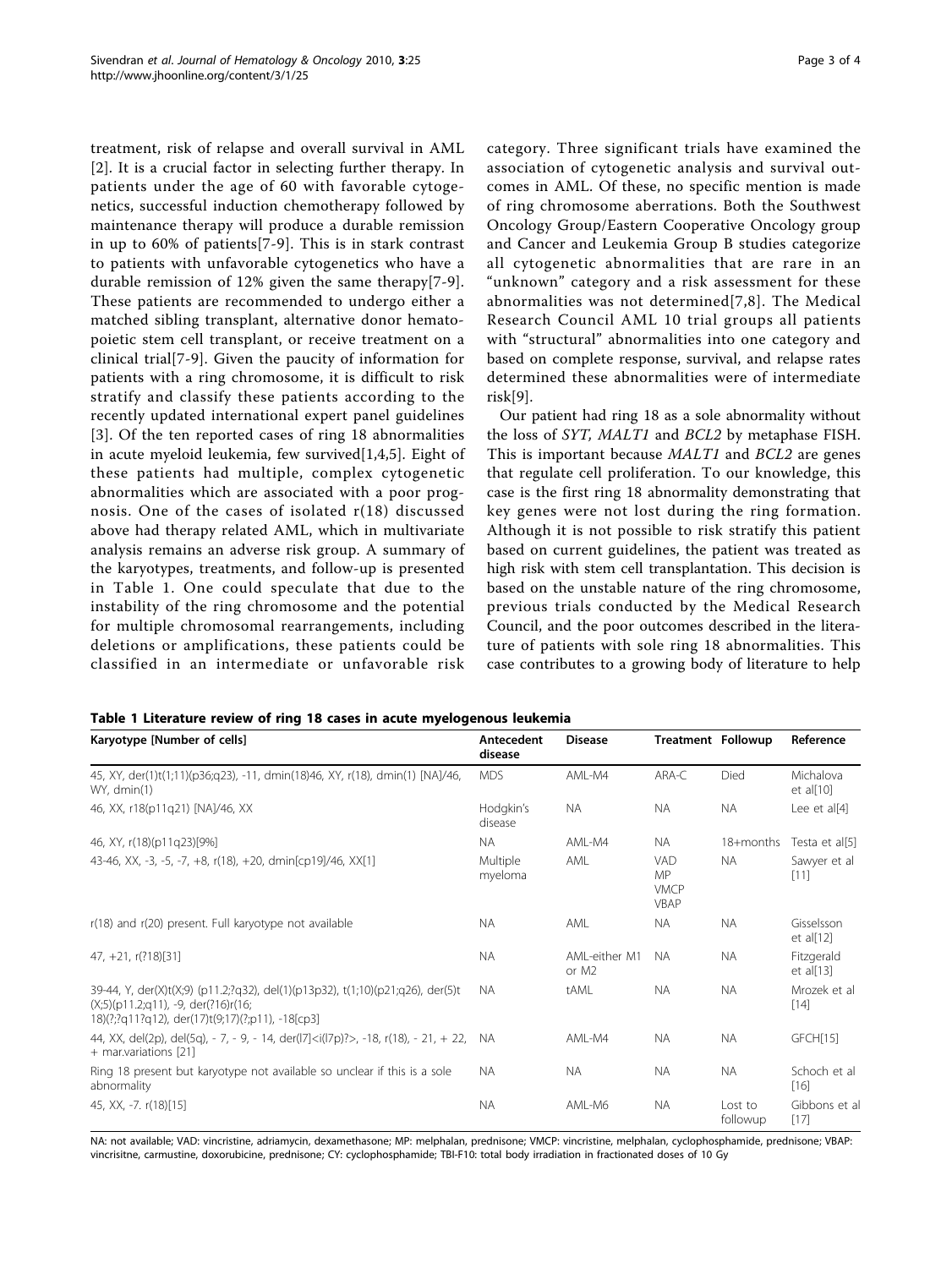treatment, risk of relapse and overall survival in AML [2]. It is a crucial factor in selecting further therapy. In patients under the age of 60 with favorable cytogenetics, successful induction chemotherapy followed by maintenance therapy will produce a durable remission in up to 60% of patients[7-9]. This is in stark contrast to patients with unfavorable cytogenetics who have a durable remission of 12% given the same therapy[7-9]. These patients are recommended to undergo either a matched sibling transplant, alternative donor hematopoietic stem cell transplant, or receive treatment on a clinical trial[7-9]. Given the paucity of information for patients with a ring chromosome, it is difficult to risk stratify and classify these patients according to the recently updated international expert panel guidelines [3]. Of the ten reported cases of ring 18 abnormalities in acute myeloid leukemia, few survived[1,4,5]. Eight of these patients had multiple, complex cytogenetic abnormalities which are associated with a poor prognosis. One of the cases of isolated r(18) discussed above had therapy related AML, which in multivariate analysis remains an adverse risk group. A summary of the karyotypes, treatments, and follow-up is presented in Table 1. One could speculate that due to the instability of the ring chromosome and the potential for multiple chromosomal rearrangements, including deletions or amplifications, these patients could be classified in an intermediate or unfavorable risk category. Three significant trials have examined the association of cytogenetic analysis and survival outcomes in AML. Of these, no specific mention is made of ring chromosome aberrations. Both the Southwest Oncology Group/Eastern Cooperative Oncology group and Cancer and Leukemia Group B studies categorize all cytogenetic abnormalities that are rare in an "unknown" category and a risk assessment for these abnormalities was not determined[7,8]. The Medical Research Council AML 10 trial groups all patients with "structural" abnormalities into one category and based on complete response, survival, and relapse rates determined these abnormalities were of intermediate risk[9].

Our patient had ring 18 as a sole abnormality without the loss of *SYT*, *MALT1* and *BCL2* by metaphase FISH. This is important because *MALT1* and *BCL2* are genes that regulate cell proliferation. To our knowledge, this case is the first ring 18 abnormality demonstrating that key genes were not lost during the ring formation. Although it is not possible to risk stratify this patient based on current guidelines, the patient was treated as high risk with stem cell transplantation. This decision is based on the unstable nature of the ring chromosome, previous trials conducted by the Medical Research Council, and the poor outcomes described in the literature of patients with sole ring 18 abnormalities. This case contributes to a growing body of literature to help

**Table 1 Literature review of ring 18 cases in acute myelogenous leukemia**

| Karyotype [Number of cells] | Antecedent disease | Disease | Treatment | Followup | Reference |
|---|---|---|---|---|---|
| 45, XY, der(1)t(1;11)(p36;q23), -11, dmin(18)46, XY, r(18), dmin(1) [NA]/46, WY, dmin(1) | MDS | AML-M4 | ARA-C | Died | Michalova et al[10] |
| 46, XX, r18(p11q21) [NA]/46, XX | Hodgkin's disease | NA | NA | NA | Lee et al[4] |
| 46, XY, r(18)(p11q23)[9%] | NA | AML-M4 | NA | 18+months | Testa et al[5] |
| 43-46, XX, -3, -5, -7, +8, r(18), +20, dmin[cp19]/46, XX[1] | Multiple myeloma | AML | VAD MP VMCP VBAP | NA | Sawyer et al [11] |
| r(18) and r(20) present. Full karyotype not available | NA | AML | NA | NA | Gisselsson et al[12] |
| 47, +21, r(?18)[31] | NA | AML-either M1 or M2 | NA | NA | Fitzgerald et al[13] |
| 39-44, Y, der(X)t(X;9) (p11.2;?q32), del(1)(p13p32), t(1;10)(p21;q26), der(5)t (X;5)(p11.2;q11), -9, der(?16)r(16; 18)(?;?q11?q12), der(17)t(9;17)(?;p11), -18[cp3] | NA | tAML | NA | NA | Mrozek et al [14] |
| 44, XX, del(2p), del(5q), - 7, - 9, - 14, der(l7)<i(l7p)?>, -18, r(18), - 21, + 22, + mar.variations [21] | NA | AML-M4 | NA | NA | GFCH[15] |
| Ring 18 present but karyotype not available so unclear if this is a sole abnormality | NA | NA | NA | NA | Schoch et al [16] |
| 45, XX, -7. r(18)[15] | NA | AML-M6 | NA | Lost to followup | Gibbons et al [17] |

NA: not available; VAD: vincristine, adriamycin, dexamethasone; MP: melphalan, prednisone; VMCP: vincristine, melphalan, cyclophosphamide, prednisone; VBAP: vincrisitne, carmustine, doxorubicine, prednisone; CY: cyclophosphamide; TBI-F10: total body irradiation in fractionated doses of 10 Gy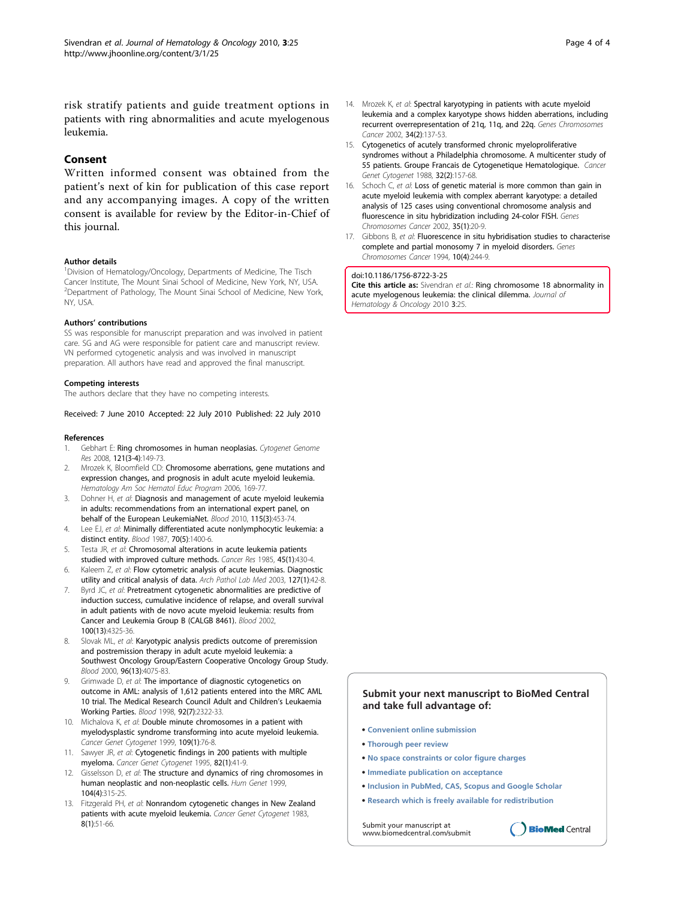risk stratify patients and guide treatment options in patients with ring abnormalities and acute myelogenous leukemia.

## Consent

Written informed consent was obtained from the patient's next of kin for publication of this case report and any accompanying images. A copy of the written consent is available for review by the Editor-in-Chief of this journal.

#### Author details

[1]Division of Hematology/Oncology, Departments of Medicine, The Tisch Cancer Institute, The Mount Sinai School of Medicine, New York, NY, USA. [2]Department of Pathology, The Mount Sinai School of Medicine, New York, NY, USA.

#### Authors' contributions

SS was responsible for manuscript preparation and was involved in patient care. SG and AG were responsible for patient care and manuscript review. VN performed cytogenetic analysis and was involved in manuscript preparation. All authors have read and approved the final manuscript.

#### Competing interests

The authors declare that they have no competing interests.

Received: 7 June 2010 Accepted: 22 July 2010 Published: 22 July 2010

#### References

1. Gebhart E: **Ring chromosomes in human neoplasias.** *Cytogenet Genome Res* 2008, **121(3-4)**:149-73.
2. Mrozek K, Bloomfield CD: **Chromosome aberrations, gene mutations and expression changes, and prognosis in adult acute myeloid leukemia.** *Hematology Am Soc Hematol Educ Program* 2006, 169-77.
3. Dohner H, *et al*: **Diagnosis and management of acute myeloid leukemia in adults: recommendations from an international expert panel, on behalf of the European LeukemiaNet.** *Blood* 2010, **115(3)**:453-74.
4. Lee EJ, *et al*: **Minimally differentiated acute nonlymphocytic leukemia: a distinct entity.** *Blood* 1987, **70(5)**:1400-6.
5. Testa JR, *et al*: **Chromosomal alterations in acute leukemia patients studied with improved culture methods.** *Cancer Res* 1985, **45(1)**:430-4.
6. Kaleem Z, *et al*: **Flow cytometric analysis of acute leukemias. Diagnostic utility and critical analysis of data.** *Arch Pathol Lab Med* 2003, **127(1)**:42-8.
7. Byrd JC, *et al*: **Pretreatment cytogenetic abnormalities are predictive of induction success, cumulative incidence of relapse, and overall survival in adult patients with de novo acute myeloid leukemia: results from Cancer and Leukemia Group B (CALGB 8461).** *Blood* 2002, **100(13)**:4325-36.
8. Slovak ML, *et al*: **Karyotypic analysis predicts outcome of preremission and postremission therapy in adult acute myeloid leukemia: a Southwest Oncology Group/Eastern Cooperative Oncology Group Study.** *Blood* 2000, **96(13)**:4075-83.
9. Grimwade D, *et al*: **The importance of diagnostic cytogenetics on outcome in AML: analysis of 1,612 patients entered into the MRC AML 10 trial. The Medical Research Council Adult and Children's Leukaemia Working Parties.** *Blood* 1998, **92(7)**:2322-33.
10. Michalova K, *et al*: **Double minute chromosomes in a patient with myelodysplastic syndrome transforming into acute myeloid leukemia.** *Cancer Genet Cytogenet* 1999, **109(1)**:76-8.
11. Sawyer JR, *et al*: **Cytogenetic findings in 200 patients with multiple myeloma.** *Cancer Genet Cytogenet* 1995, **82(1)**:41-9.
12. Gisselsson D, *et al*: **The structure and dynamics of ring chromosomes in human neoplastic and non-neoplastic cells.** *Hum Genet* 1999, **104(4)**:315-25.
13. Fitzgerald PH, *et al*: **Nonrandom cytogenetic changes in New Zealand patients with acute myeloid leukemia.** *Cancer Genet Cytogenet* 1983, **8(1)**:51-66.
14. Mrozek K, *et al*: **Spectral karyotyping in patients with acute myeloid leukemia and a complex karyotype shows hidden aberrations, including recurrent overrepresentation of 21q, 11q, and 22q.** *Genes Chromosomes Cancer* 2002, **34(2)**:137-53.
15. **Cytogenetics of acutely transformed chronic myeloproliferative syndromes without a Philadelphia chromosome. A multicenter study of 55 patients. Groupe Francais de Cytogenetique Hematologique.** *Cancer Genet Cytogenet* 1988, **32(2)**:157-68.
16. Schoch C, *et al*: **Loss of genetic material is more common than gain in acute myeloid leukemia with complex aberrant karyotype: a detailed analysis of 125 cases using conventional chromosome analysis and fluorescence in situ hybridization including 24-color FISH.** *Genes Chromosomes Cancer* 2002, **35(1)**:20-9.
17. Gibbons B, *et al*: **Fluorescence in situ hybridisation studies to characterise complete and partial monosomy 7 in myeloid disorders.** *Genes Chromosomes Cancer* 1994, **10(4)**:244-9.

doi:10.1186/1756-8722-3-25

**Cite this article as:** Sivendran *et al.*: Ring chromosome 18 abnormality in acute myelogenous leukemia: the clinical dilemma. *Journal of Hematology & Oncology* 2010 **3**:25.

**Submit your next manuscript to BioMed Central and take full advantage of:**

- Convenient online submission
- Thorough peer review
- No space constraints or color figure charges
- Immediate publication on acceptance
- Inclusion in PubMed, CAS, Scopus and Google Scholar
- Research which is freely available for redistribution

Submit your manuscript at www.biomedcentral.com/submit

BioMed Central